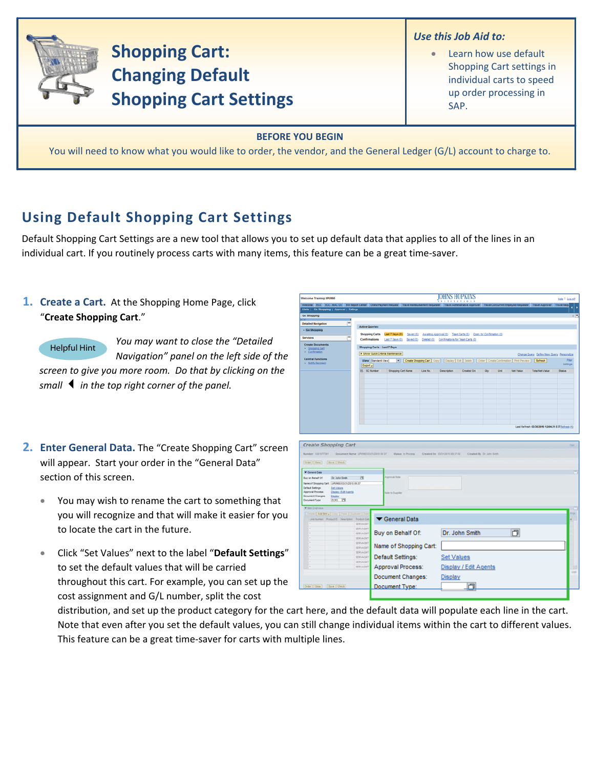# Shopping Cart: Changing Default Shopping Cart Settings

*Use this Job Aid to:*

- Learn how use default Shopping Cart settings in individual carts to speed up order processing in SAP.

**BEFORE YOU BEGIN**

You will need to know what you would like to order, the vendor, and the General Ledger (G/L) account to charge to.

## Using Default Shopping Cart Settings

Default Shopping Cart Settings are a new tool that allows you to set up default data that applies to all of the lines in an individual cart. If you routinely process carts with many items, this feature can be a great time-saver.

1. **Create a Cart.** At the Shopping Home Page, click "**Create Shopping Cart**."

   Helpful Hint: *You may want to close the "Detailed Navigation" panel on the left side of the screen to give you more room. Do that by clicking on the small ◀ in the top right corner of the panel.*

2. **Enter General Data.** The "Create Shopping Cart" screen will appear. Start your order in the "General Data" section of this screen.

   - You may wish to rename the cart to something that you will recognize and that will make it easier for you to locate the cart in the future.
   - Click "Set Values" next to the label "**Default Settings**" to set the default values that will be carried throughout this cart. For example, you can set up the cost assignment and G/L number, split the cost distribution, and set up the product category for the cart here, and the default data will populate each line in the cart. Note that even after you set the default values, you can still change individual items within the cart to different values. This feature can be a great time-saver for carts with multiple lines.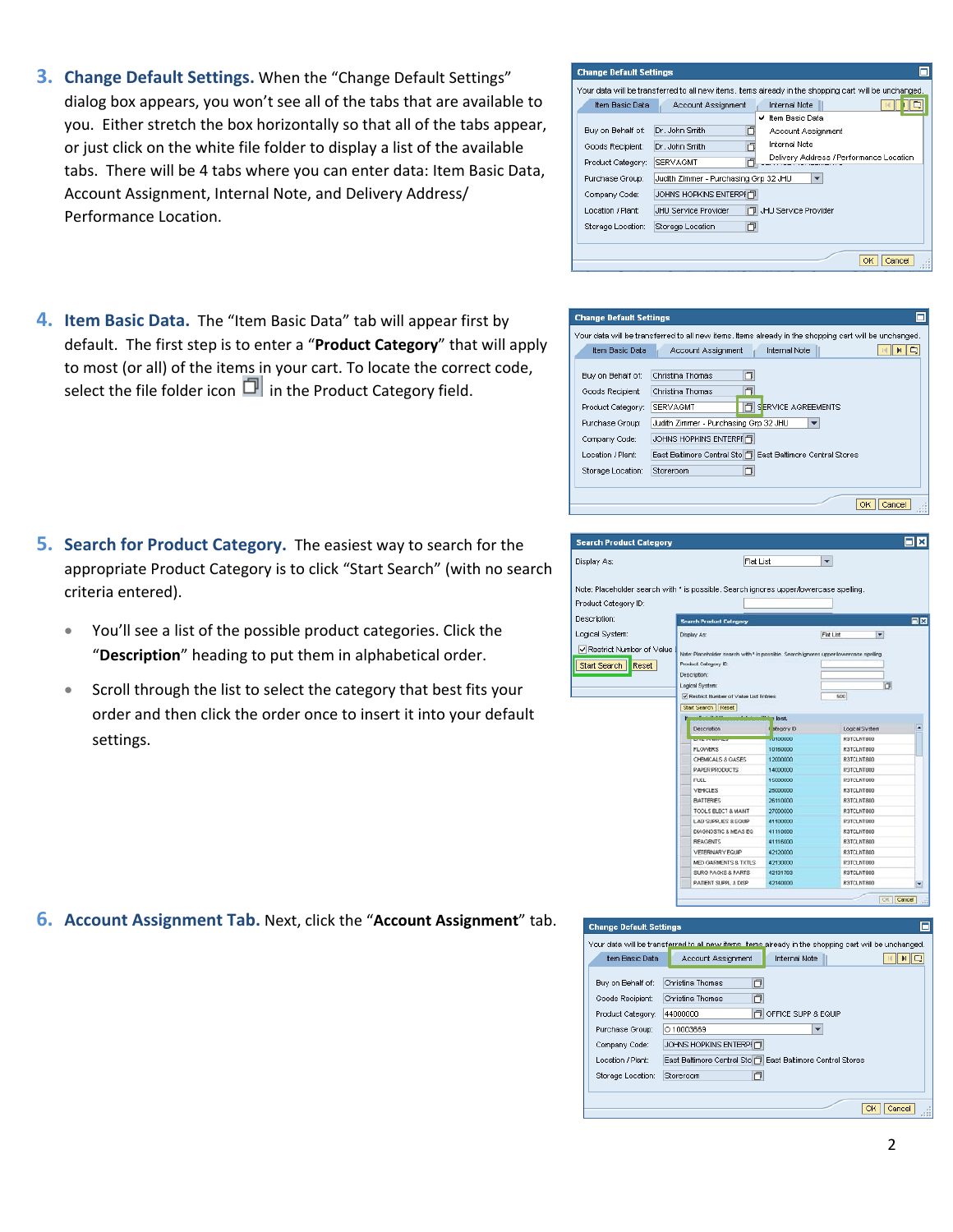3. **Change Default Settings.** When the "Change Default Settings" dialog box appears, you won't see all of the tabs that are available to you. Either stretch the box horizontally so that all of the tabs appear, or just click on the white file folder to display a list of the available tabs. There will be 4 tabs where you can enter data: Item Basic Data, Account Assignment, Internal Note, and Delivery Address/ Performance Location.

4. **Item Basic Data.** The "Item Basic Data" tab will appear first by default. The first step is to enter a "**Product Category**" that will apply to most (or all) of the items in your cart. To locate the correct code, select the file folder icon in the Product Category field.

5. **Search for Product Category.** The easiest way to search for the appropriate Product Category is to click "Start Search" (with no search criteria entered).

   - You'll see a list of the possible product categories. Click the "**Description**" heading to put them in alphabetical order.
   - Scroll through the list to select the category that best fits your order and then click the order once to insert it into your default settings.

6. **Account Assignment Tab.** Next, click the "**Account Assignment**" tab.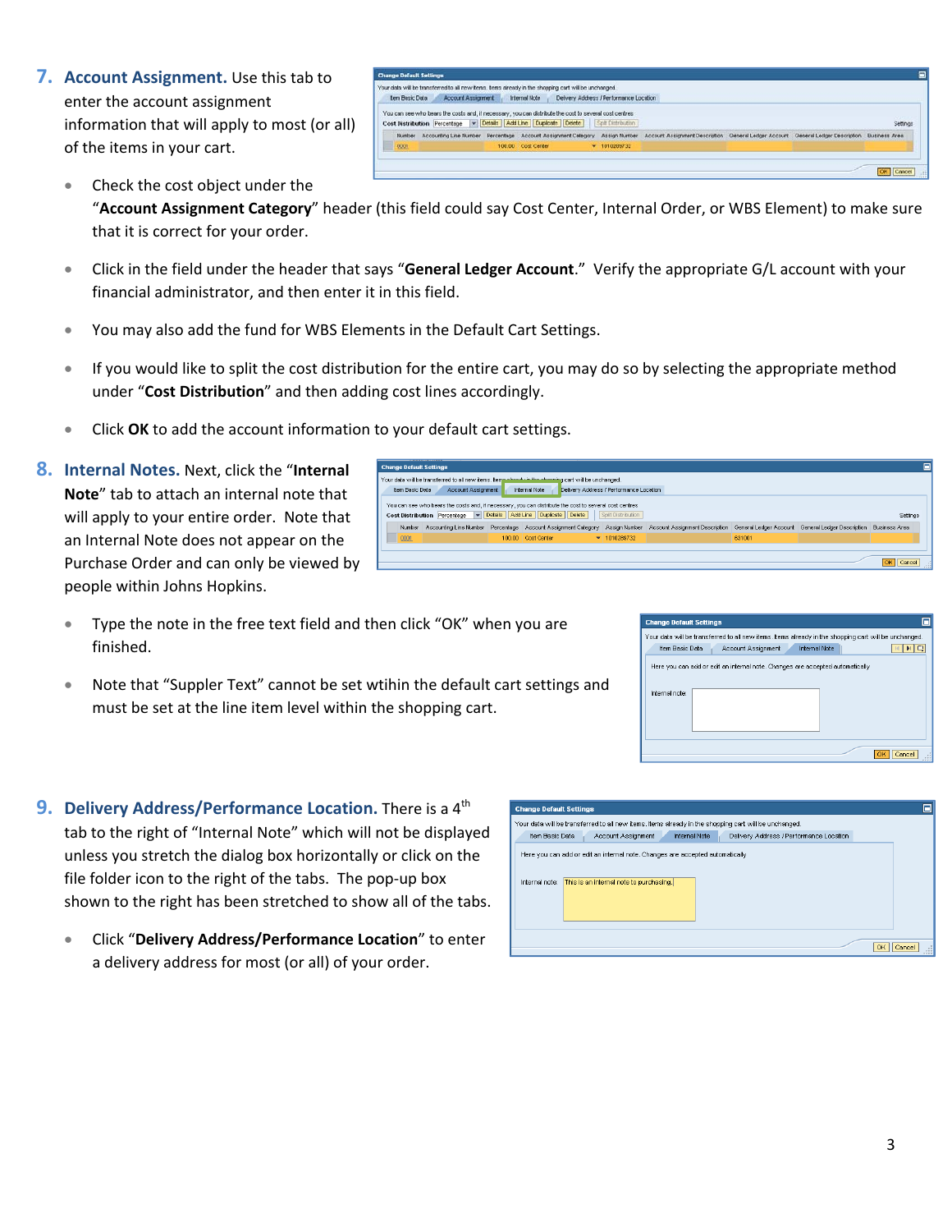7. **Account Assignment.** Use this tab to enter the account assignment information that will apply to most (or all) of the items in your cart.

- Check the cost object under the "**Account Assignment Category**" header (this field could say Cost Center, Internal Order, or WBS Element) to make sure that it is correct for your order.
- Click in the field under the header that says "**General Ledger Account**." Verify the appropriate G/L account with your financial administrator, and then enter it in this field.
- You may also add the fund for WBS Elements in the Default Cart Settings.
- If you would like to split the cost distribution for the entire cart, you may do so by selecting the appropriate method under "**Cost Distribution**" and then adding cost lines accordingly.
- Click **OK** to add the account information to your default cart settings.

8. **Internal Notes.** Next, click the "**Internal Note**" tab to attach an internal note that will apply to your entire order. Note that an Internal Note does not appear on the Purchase Order and can only be viewed by people within Johns Hopkins.

- Type the note in the free text field and then click "OK" when you are finished.
- Note that "Suppler Text" cannot be set wtihin the default cart settings and must be set at the line item level within the shopping cart.

9. **Delivery Address/Performance Location.** There is a 4th tab to the right of "Internal Note" which will not be displayed unless you stretch the dialog box horizontally or click on the file folder icon to the right of the tabs. The pop-up box shown to the right has been stretched to show all of the tabs.

- Click "**Delivery Address/Performance Location**" to enter a delivery address for most (or all) of your order.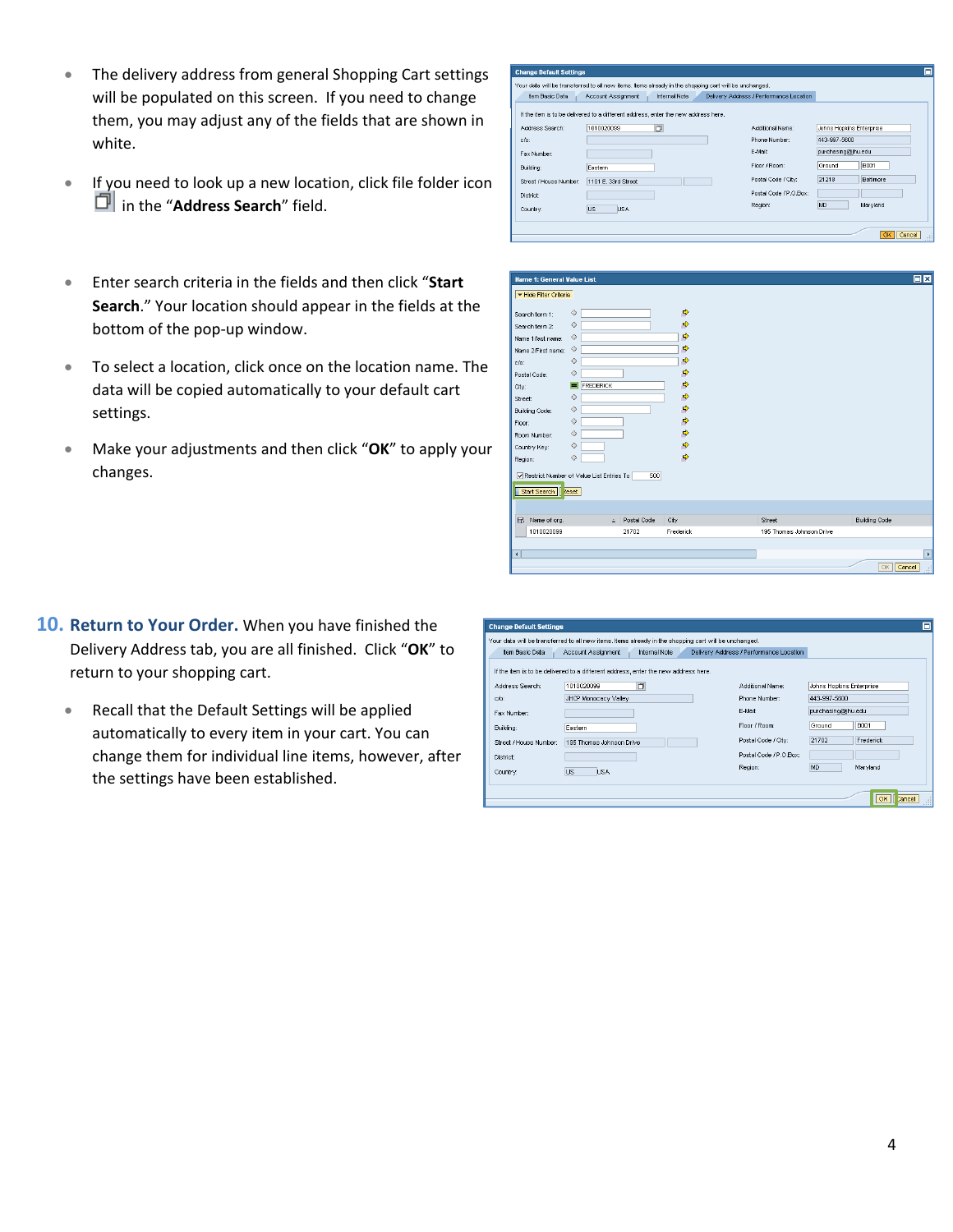- The delivery address from general Shopping Cart settings will be populated on this screen. If you need to change them, you may adjust any of the fields that are shown in white.
- If you need to look up a new location, click file folder icon in the "**Address Search**" field.
- Enter search criteria in the fields and then click "**Start Search**." Your location should appear in the fields at the bottom of the pop-up window.
- To select a location, click once on the location name. The data will be copied automatically to your default cart settings.
- Make your adjustments and then click "**OK**" to apply your changes.

10. **Return to Your Order.** When you have finished the Delivery Address tab, you are all finished. Click "**OK**" to return to your shopping cart.

- Recall that the Default Settings will be applied automatically to every item in your cart. You can change them for individual line items, however, after the settings have been established.